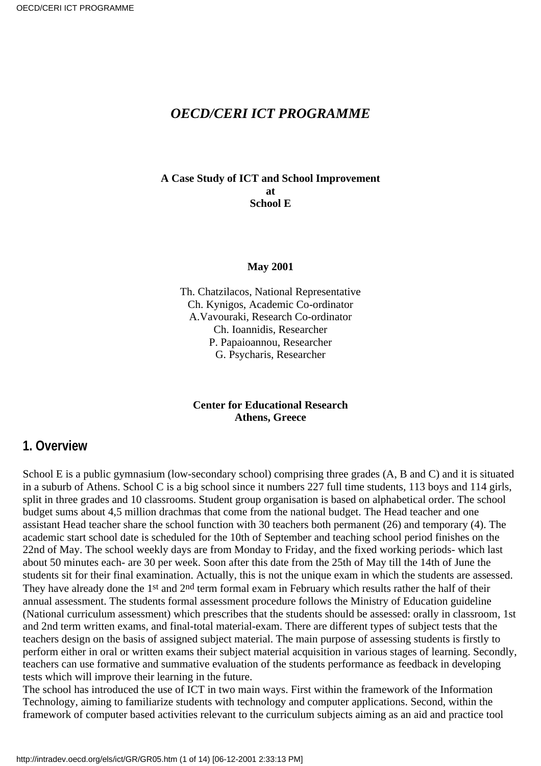# *OECD/CERI ICT PROGRAMME*

**A Case Study of ICT and School Improvement**
**at**
**School E**

**May 2001**

Th. Chatzilacos, National Representative
Ch. Kynigos, Academic Co-ordinator
A.Vavouraki, Research Co-ordinator
Ch. Ioannidis, Researcher
P. Papaioannou, Researcher
G. Psycharis, Researcher

**Center for Educational Research**
**Athens, Greece**

## 1. Overview

School E is a public gymnasium (low-secondary school) comprising three grades (A, B and C) and it is situated in a suburb of Athens. School C is a big school since it numbers 227 full time students, 113 boys and 114 girls, split in three grades and 10 classrooms. Student group organisation is based on alphabetical order. The school budget sums about 4,5 million drachmas that come from the national budget. The Head teacher and one assistant Head teacher share the school function with 30 teachers both permanent (26) and temporary (4). The academic start school date is scheduled for the 10th of September and teaching school period finishes on the 22nd of May. The school weekly days are from Monday to Friday, and the fixed working periods- which last about 50 minutes each- are 30 per week. Soon after this date from the 25th of May till the 14th of June the students sit for their final examination. Actually, this is not the unique exam in which the students are assessed. They have already done the 1st and 2nd term formal exam in February which results rather the half of their annual assessment. The students formal assessment procedure follows the Ministry of Education guideline (National curriculum assessment) which prescribes that the students should be assessed: orally in classroom, 1st and 2nd term written exams, and final-total material-exam. There are different types of subject tests that the teachers design on the basis of assigned subject material. The main purpose of assessing students is firstly to perform either in oral or written exams their subject material acquisition in various stages of learning. Secondly, teachers can use formative and summative evaluation of the students performance as feedback in developing tests which will improve their learning in the future.

The school has introduced the use of ICT in two main ways. First within the framework of the Information Technology, aiming to familiarize students with technology and computer applications. Second, within the framework of computer based activities relevant to the curriculum subjects aiming as an aid and practice tool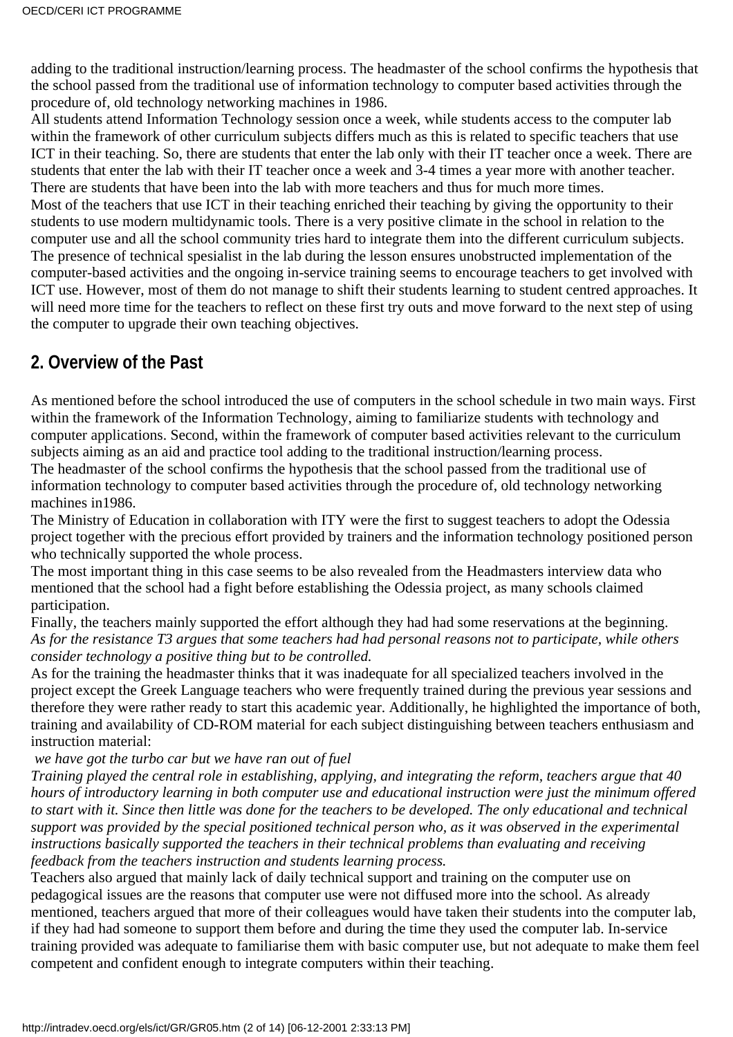adding to the traditional instruction/learning process. The headmaster of the school confirms the hypothesis that the school passed from the traditional use of information technology to computer based activities through the procedure of, old technology networking machines in 1986.

All students attend Information Technology session once a week, while students access to the computer lab within the framework of other curriculum subjects differs much as this is related to specific teachers that use ICT in their teaching. So, there are students that enter the lab only with their IT teacher once a week. There are students that enter the lab with their IT teacher once a week and 3-4 times a year more with another teacher. There are students that have been into the lab with more teachers and thus for much more times.

Most of the teachers that use ICT in their teaching enriched their teaching by giving the opportunity to their students to use modern multidynamic tools. There is a very positive climate in the school in relation to the computer use and all the school community tries hard to integrate them into the different curriculum subjects. The presence of technical spesialist in the lab during the lesson ensures unobstructed implementation of the computer-based activities and the ongoing in-service training seems to encourage teachers to get involved with ICT use. However, most of them do not manage to shift their students learning to student centred approaches. It will need more time for the teachers to reflect on these first try outs and move forward to the next step of using the computer to upgrade their own teaching objectives.

## 2. Overview of the Past

As mentioned before the school introduced the use of computers in the school schedule in two main ways. First within the framework of the Information Technology, aiming to familiarize students with technology and computer applications. Second, within the framework of computer based activities relevant to the curriculum subjects aiming as an aid and practice tool adding to the traditional instruction/learning process.

The headmaster of the school confirms the hypothesis that the school passed from the traditional use of information technology to computer based activities through the procedure of, old technology networking machines in1986.

The Ministry of Education in collaboration with ITY were the first to suggest teachers to adopt the Odessia project together with the precious effort provided by trainers and the information technology positioned person who technically supported the whole process.

The most important thing in this case seems to be also revealed from the Headmasters interview data who mentioned that the school had a fight before establishing the Odessia project, as many schools claimed participation.

Finally, the teachers mainly supported the effort although they had had some reservations at the beginning.

*As for the resistance T3 argues that some teachers had had personal reasons not to participate, while others consider technology a positive thing but to be controlled.*

As for the training the headmaster thinks that it was inadequate for all specialized teachers involved in the project except the Greek Language teachers who were frequently trained during the previous year sessions and therefore they were rather ready to start this academic year. Additionally, he highlighted the importance of both, training and availability of CD-ROM material for each subject distinguishing between teachers enthusiasm and instruction material:

*we have got the turbo car but we have ran out of fuel*

*Training played the central role in establishing, applying, and integrating the reform, teachers argue that 40 hours of introductory learning in both computer use and educational instruction were just the minimum offered to start with it. Since then little was done for the teachers to be developed. The only educational and technical support was provided by the special positioned technical person who, as it was observed in the experimental instructions basically supported the teachers in their technical problems than evaluating and receiving feedback from the teachers instruction and students learning process.*

Teachers also argued that mainly lack of daily technical support and training on the computer use on pedagogical issues are the reasons that computer use were not diffused more into the school. As already mentioned, teachers argued that more of their colleagues would have taken their students into the computer lab, if they had had someone to support them before and during the time they used the computer lab. In-service training provided was adequate to familiarise them with basic computer use, but not adequate to make them feel competent and confident enough to integrate computers within their teaching.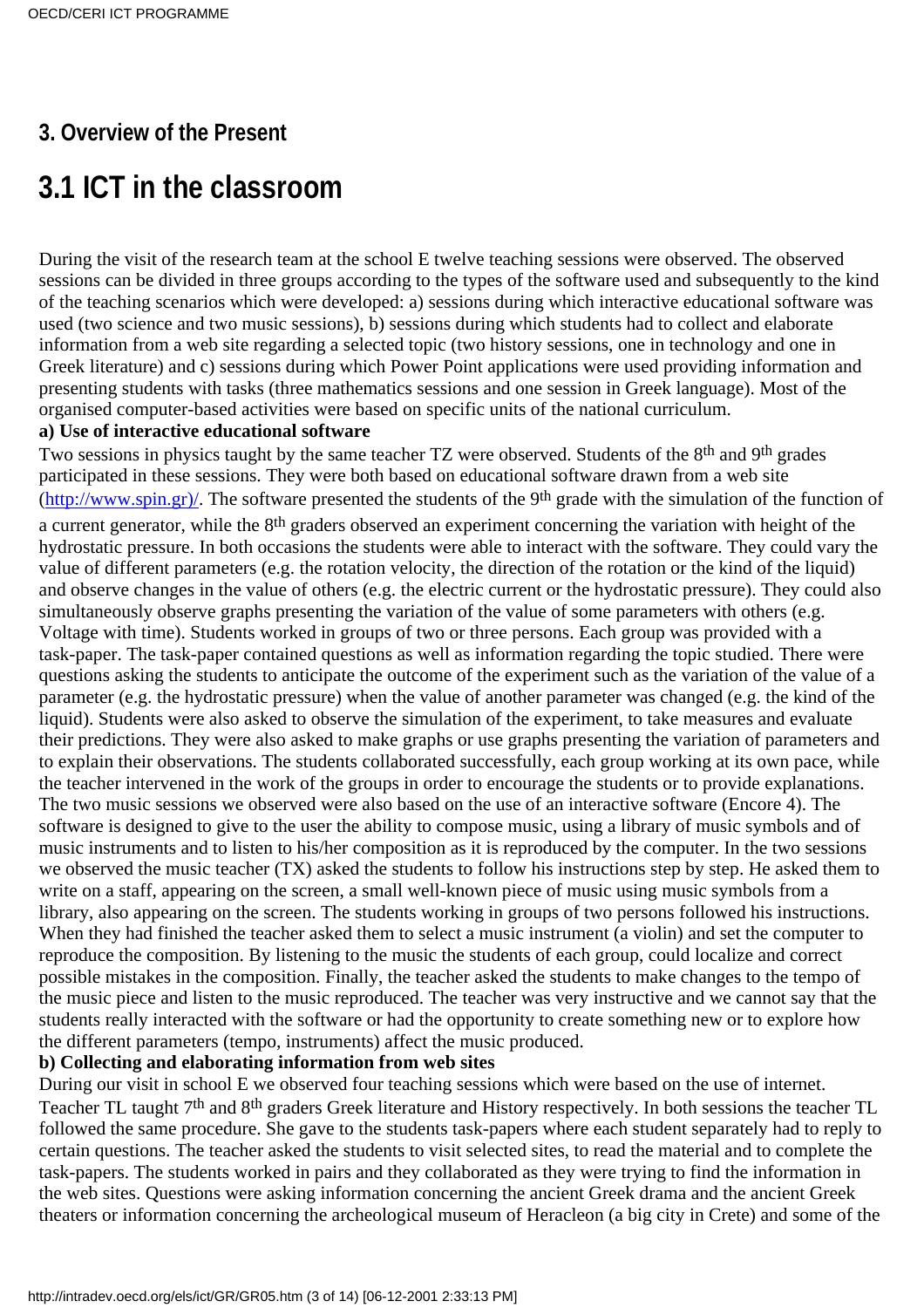## 3. Overview of the Present

# 3.1 ICT in the classroom

During the visit of the research team at the school E twelve teaching sessions were observed. The observed sessions can be divided in three groups according to the types of the software used and subsequently to the kind of the teaching scenarios which were developed: a) sessions during which interactive educational software was used (two science and two music sessions), b) sessions during which students had to collect and elaborate information from a web site regarding a selected topic (two history sessions, one in technology and one in Greek literature) and c) sessions during which Power Point applications were used providing information and presenting students with tasks (three mathematics sessions and one session in Greek language). Most of the organised computer-based activities were based on specific units of the national curriculum.

**a) Use of interactive educational software**

Two sessions in physics taught by the same teacher TZ were observed. Students of the 8th and 9th grades participated in these sessions. They were both based on educational software drawn from a web site (http://www.spin.gr)/. The software presented the students of the 9th grade with the simulation of the function of a current generator, while the 8th graders observed an experiment concerning the variation with height of the hydrostatic pressure. In both occasions the students were able to interact with the software. They could vary the value of different parameters (e.g. the rotation velocity, the direction of the rotation or the kind of the liquid) and observe changes in the value of others (e.g. the electric current or the hydrostatic pressure). They could also simultaneously observe graphs presenting the variation of the value of some parameters with others (e.g. Voltage with time). Students worked in groups of two or three persons. Each group was provided with a task-paper. The task-paper contained questions as well as information regarding the topic studied. There were questions asking the students to anticipate the outcome of the experiment such as the variation of the value of a parameter (e.g. the hydrostatic pressure) when the value of another parameter was changed (e.g. the kind of the liquid). Students were also asked to observe the simulation of the experiment, to take measures and evaluate their predictions. They were also asked to make graphs or use graphs presenting the variation of parameters and to explain their observations. The students collaborated successfully, each group working at its own pace, while the teacher intervened in the work of the groups in order to encourage the students or to provide explanations. The two music sessions we observed were also based on the use of an interactive software (Encore 4). The software is designed to give to the user the ability to compose music, using a library of music symbols and of music instruments and to listen to his/her composition as it is reproduced by the computer. In the two sessions we observed the music teacher (TX) asked the students to follow his instructions step by step. He asked them to write on a staff, appearing on the screen, a small well-known piece of music using music symbols from a library, also appearing on the screen. The students working in groups of two persons followed his instructions. When they had finished the teacher asked them to select a music instrument (a violin) and set the computer to reproduce the composition. By listening to the music the students of each group, could localize and correct possible mistakes in the composition. Finally, the teacher asked the students to make changes to the tempo of the music piece and listen to the music reproduced. The teacher was very instructive and we cannot say that the students really interacted with the software or had the opportunity to create something new or to explore how the different parameters (tempo, instruments) affect the music produced.

**b) Collecting and elaborating information from web sites**

During our visit in school E we observed four teaching sessions which were based on the use of internet. Teacher TL taught 7th and 8th graders Greek literature and History respectively. In both sessions the teacher TL followed the same procedure. She gave to the students task-papers where each student separately had to reply to certain questions. The teacher asked the students to visit selected sites, to read the material and to complete the task-papers. The students worked in pairs and they collaborated as they were trying to find the information in the web sites. Questions were asking information concerning the ancient Greek drama and the ancient Greek theaters or information concerning the archeological museum of Heracleon (a big city in Crete) and some of the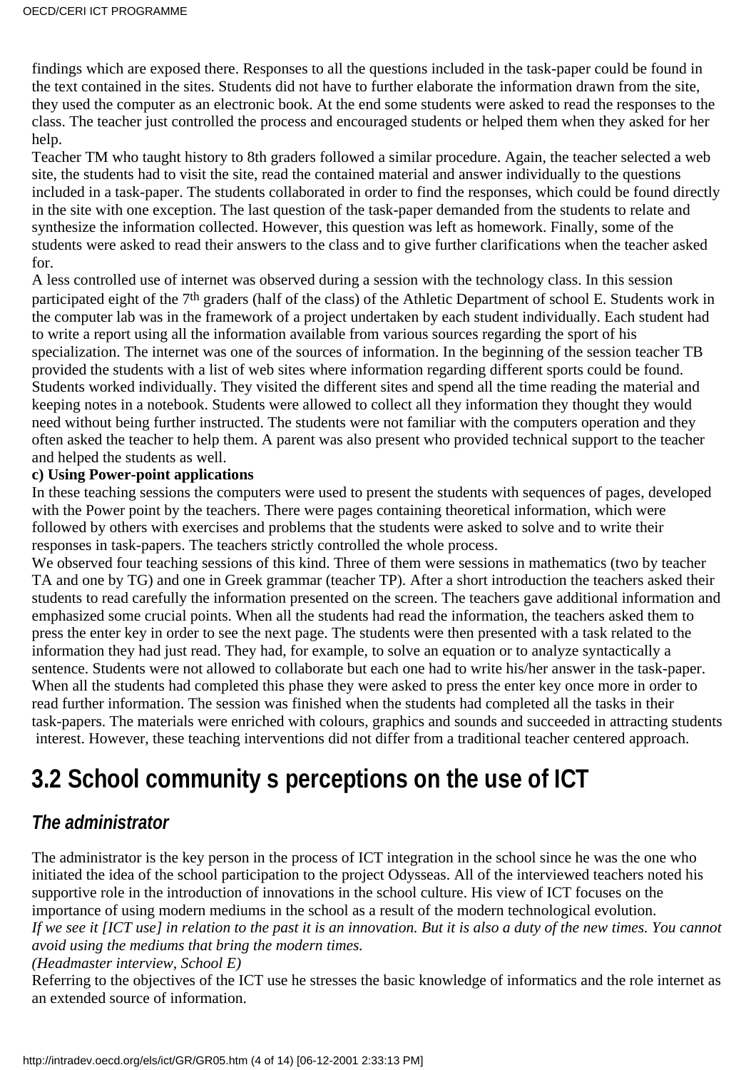findings which are exposed there. Responses to all the questions included in the task-paper could be found in the text contained in the sites. Students did not have to further elaborate the information drawn from the site, they used the computer as an electronic book. At the end some students were asked to read the responses to the class. The teacher just controlled the process and encouraged students or helped them when they asked for her help.

Teacher TM who taught history to 8th graders followed a similar procedure. Again, the teacher selected a web site, the students had to visit the site, read the contained material and answer individually to the questions included in a task-paper. The students collaborated in order to find the responses, which could be found directly in the site with one exception. The last question of the task-paper demanded from the students to relate and synthesize the information collected. However, this question was left as homework. Finally, some of the students were asked to read their answers to the class and to give further clarifications when the teacher asked for.

A less controlled use of internet was observed during a session with the technology class. In this session participated eight of the 7th graders (half of the class) of the Athletic Department of school E. Students work in the computer lab was in the framework of a project undertaken by each student individually. Each student had to write a report using all the information available from various sources regarding the sport of his specialization. The internet was one of the sources of information. In the beginning of the session teacher TB provided the students with a list of web sites where information regarding different sports could be found. Students worked individually. They visited the different sites and spend all the time reading the material and keeping notes in a notebook. Students were allowed to collect all they information they thought they would need without being further instructed. The students were not familiar with the computers operation and they often asked the teacher to help them. A parent was also present who provided technical support to the teacher and helped the students as well.

**c) Using Power-point applications**

In these teaching sessions the computers were used to present the students with sequences of pages, developed with the Power point by the teachers. There were pages containing theoretical information, which were followed by others with exercises and problems that the students were asked to solve and to write their responses in task-papers. The teachers strictly controlled the whole process.

We observed four teaching sessions of this kind. Three of them were sessions in mathematics (two by teacher TA and one by TG) and one in Greek grammar (teacher TP). After a short introduction the teachers asked their students to read carefully the information presented on the screen. The teachers gave additional information and emphasized some crucial points. When all the students had read the information, the teachers asked them to press the enter key in order to see the next page. The students were then presented with a task related to the information they had just read. They had, for example, to solve an equation or to analyze syntactically a sentence. Students were not allowed to collaborate but each one had to write his/her answer in the task-paper. When all the students had completed this phase they were asked to press the enter key once more in order to read further information. The session was finished when the students had completed all the tasks in their task-papers. The materials were enriched with colours, graphics and sounds and succeeded in attracting students interest. However, these teaching interventions did not differ from a traditional teacher centered approach.

## 3.2 School community s perceptions on the use of ICT

### *The administrator*

The administrator is the key person in the process of ICT integration in the school since he was the one who initiated the idea of the school participation to the project Odysseas. All of the interviewed teachers noted his supportive role in the introduction of innovations in the school culture. His view of ICT focuses on the importance of using modern mediums in the school as a result of the modern technological evolution.

*If we see it [ICT use] in relation to the past it is an innovation. But it is also a duty of the new times. You cannot avoid using the mediums that bring the modern times.*

*(Headmaster interview, School E)*

Referring to the objectives of the ICT use he stresses the basic knowledge of informatics and the role internet as an extended source of information.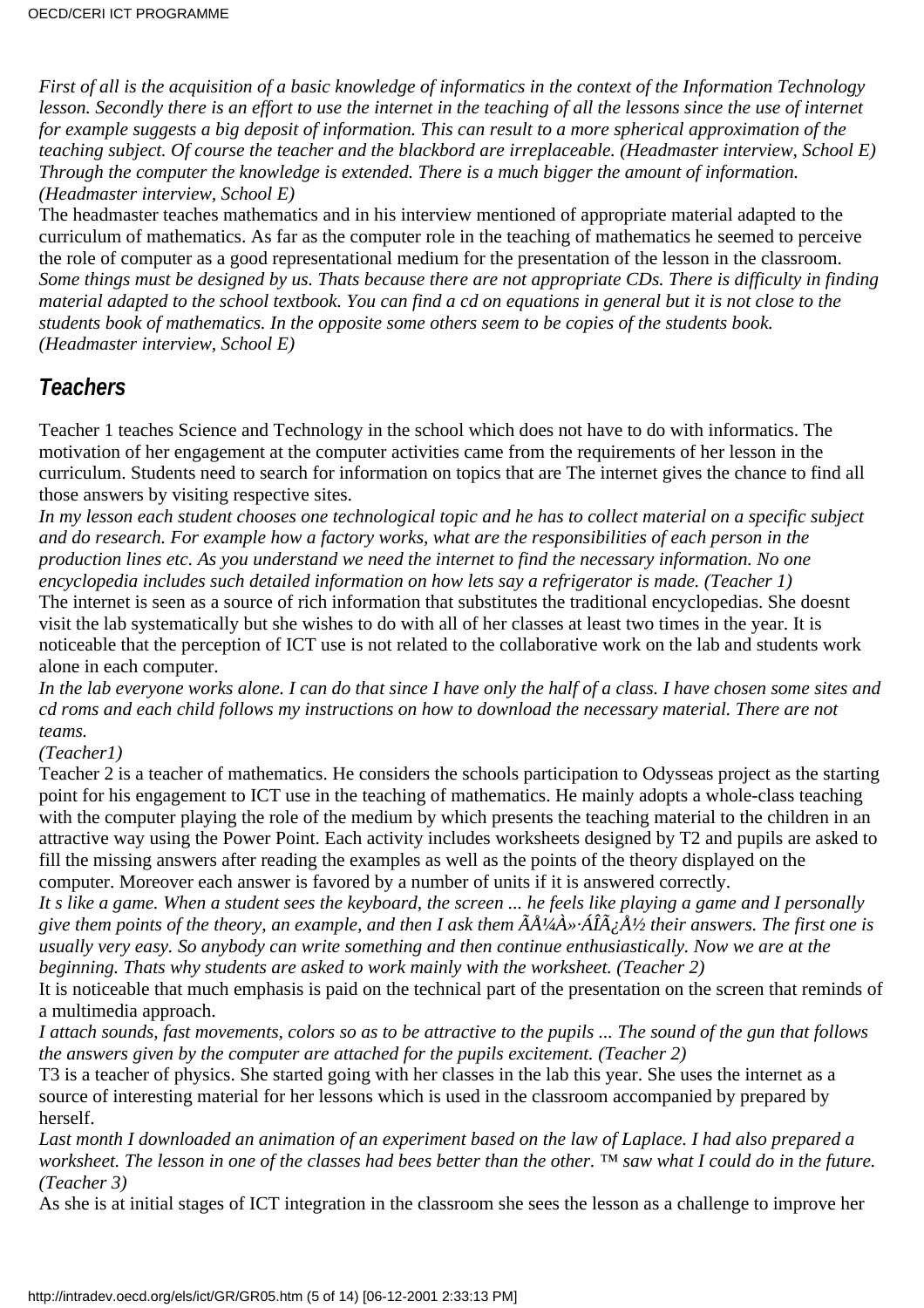*First of all is the acquisition of a basic knowledge of informatics in the context of the Information Technology lesson. Secondly there is an effort to use the internet in the teaching of all the lessons since the use of internet for example suggests a big deposit of information. This can result to a more spherical approximation of the teaching subject. Of course the teacher and the blackbord are irreplaceable. (Headmaster interview, School E)*
*Through the computer the knowledge is extended. There is a much bigger the amount of information. (Headmaster interview, School E)*

The headmaster teaches mathematics and in his interview mentioned of appropriate material adapted to the curriculum of mathematics. As far as the computer role in the teaching of mathematics he seemed to perceive the role of computer as a good representational medium for the presentation of the lesson in the classroom.
*Some things must be designed by us. Thats because there are not appropriate CDs. There is difficulty in finding material adapted to the school textbook. You can find a cd on equations in general but it is not close to the students book of mathematics. In the opposite some others seem to be copies of the students book. (Headmaster interview, School E)*

## Teachers

Teacher 1 teaches Science and Technology in the school which does not have to do with informatics. The motivation of her engagement at the computer activities came from the requirements of her lesson in the curriculum. Students need to search for information on topics that are The internet gives the chance to find all those answers by visiting respective sites.
*In my lesson each student chooses one technological topic and he has to collect material on a specific subject and do research. For example how a factory works, what are the responsibilities of each person in the production lines etc. As you understand we need the internet to find the necessary information. No one encyclopedia includes such detailed information on how lets say a refrigerator is made. (Teacher 1)*
The internet is seen as a source of rich information that substitutes the traditional encyclopedias. She doesnt visit the lab systematically but she wishes to do with all of her classes at least two times in the year. It is noticeable that the perception of ICT use is not related to the collaborative work on the lab and students work alone in each computer.
*In the lab everyone works alone. I can do that since I have only the half of a class. I have chosen some sites and cd roms and each child follows my instructions on how to download the necessary material. There are not teams.*
*(Teacher1)*
Teacher 2 is a teacher of mathematics. He considers the schools participation to Odysseas project as the starting point for his engagement to ICT use in the teaching of mathematics. He mainly adopts a whole-class teaching with the computer playing the role of the medium by which presents the teaching material to the children in an attractive way using the Power Point. Each activity includes worksheets designed by T2 and pupils are asked to fill the missing answers after reading the examples as well as the points of the theory displayed on the computer. Moreover each answer is favored by a number of units if it is answered correctly.
*It s like a game. When a student sees the keyboard, the screen ... he feels like playing a game and I personally give them points of the theory, an example, and then I ask them ÃÅ¼Å»·ÁÎÃ¿Å½ their answers. The first one is usually very easy. So anybody can write something and then continue enthusiastically. Now we are at the beginning. Thats why students are asked to work mainly with the worksheet. (Teacher 2)*
It is noticeable that much emphasis is paid on the technical part of the presentation on the screen that reminds of a multimedia approach.
*I attach sounds, fast movements, colors so as to be attractive to the pupils ... The sound of the gun that follows the answers given by the computer are attached for the pupils excitement. (Teacher 2)*
T3 is a teacher of physics. She started going with her classes in the lab this year. She uses the internet as a source of interesting material for her lessons which is used in the classroom accompanied by prepared by herself.
*Last month I downloaded an animation of an experiment based on the law of Laplace. I had also prepared a worksheet. The lesson in one of the classes had bees better than the other. ™ saw what I could do in the future. (Teacher 3)*
As she is at initial stages of ICT integration in the classroom she sees the lesson as a challenge to improve her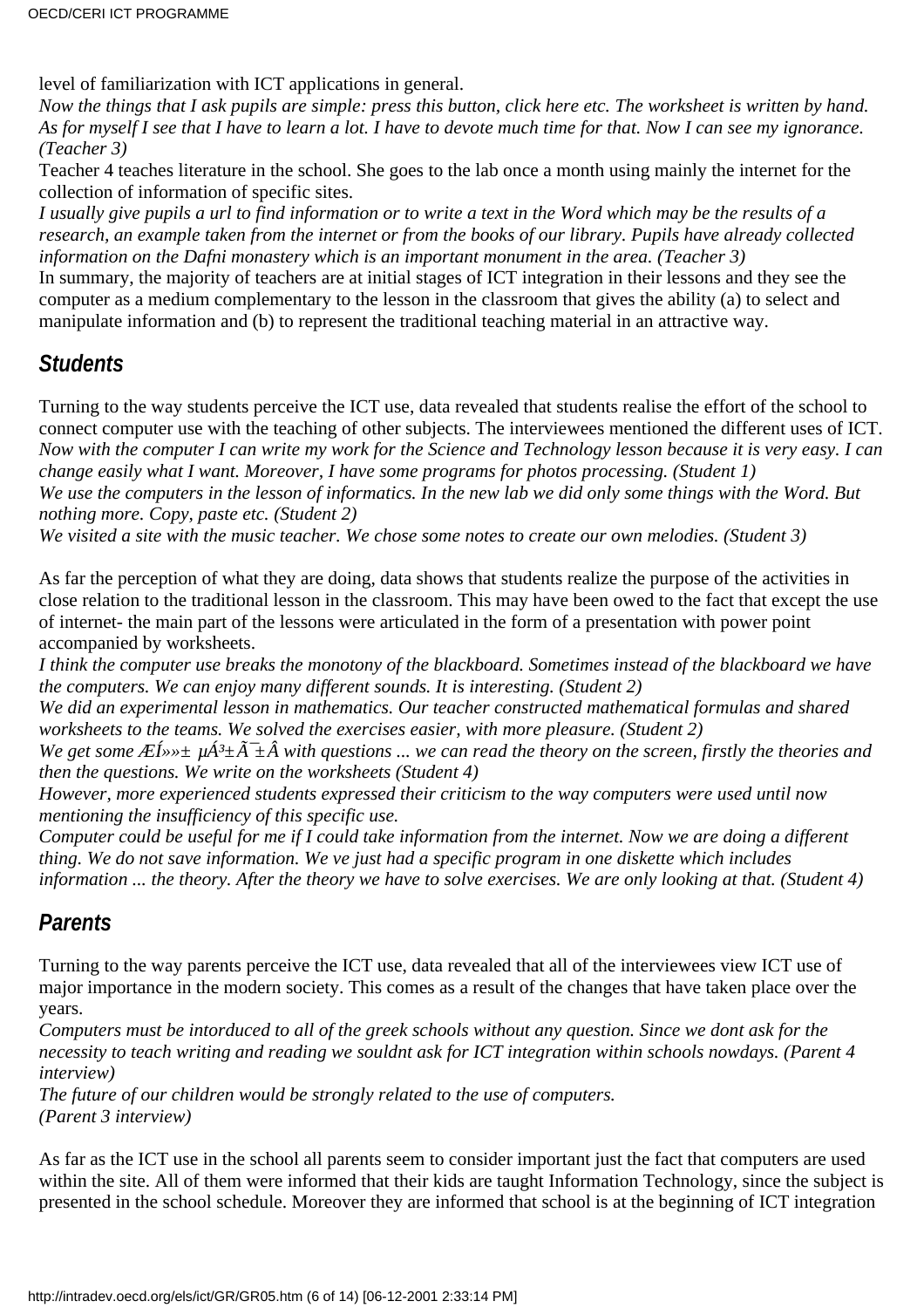level of familiarization with ICT applications in general.

*Now the things that I ask pupils are simple: press this button, click here etc. The worksheet is written by hand. As for myself I see that I have to learn a lot. I have to devote much time for that. Now I can see my ignorance. (Teacher 3)*

Teacher 4 teaches literature in the school. She goes to the lab once a month using mainly the internet for the collection of information of specific sites.

*I usually give pupils a url to find information or to write a text in the Word which may be the results of a research, an example taken from the internet or from the books of our library. Pupils have already collected information on the Dafni monastery which is an important monument in the area. (Teacher 3)*

In summary, the majority of teachers are at initial stages of ICT integration in their lessons and they see the computer as a medium complementary to the lesson in the classroom that gives the ability (a) to select and manipulate information and (b) to represent the traditional teaching material in an attractive way.

## Students

Turning to the way students perceive the ICT use, data revealed that students realise the effort of the school to connect computer use with the teaching of other subjects. The interviewees mentioned the different uses of ICT.

*Now with the computer I can write my work for the Science and Technology lesson because it is very easy. I can change easily what I want. Moreover, I have some programs for photos processing. (Student 1)*

*We use the computers in the lesson of informatics. In the new lab we did only some things with the Word. But nothing more. Copy, paste etc. (Student 2)*

*We visited a site with the music teacher. We chose some notes to create our own melodies. (Student 3)*

As far the perception of what they are doing, data shows that students realize the purpose of the activities in close relation to the traditional lesson in the classroom. This may have been owed to the fact that except the use of internet- the main part of the lessons were articulated in the form of a presentation with power point accompanied by worksheets.

*I think the computer use breaks the monotony of the blackboard. Sometimes instead of the blackboard we have the computers. We can enjoy many different sounds. It is interesting. (Student 2)*

*We did an experimental lesson in mathematics. Our teacher constructed mathematical formulas and shared worksheets to the teams. We solved the exercises easier, with more pleasure. (Student 2)*

*We get some ÆÍ»»± µÁ³±Ã¯±Â with questions ... we can read the theory on the screen, firstly the theories and then the questions. We write on the worksheets (Student 4)*

*However, more experienced students expressed their criticism to the way computers were used until now mentioning the insufficiency of this specific use.*

*Computer could be useful for me if I could take information from the internet. Now we are doing a different thing. We do not save information. We ve just had a specific program in one diskette which includes information ... the theory. After the theory we have to solve exercises. We are only looking at that. (Student 4)*

## Parents

Turning to the way parents perceive the ICT use, data revealed that all of the interviewees view ICT use of major importance in the modern society. This comes as a result of the changes that have taken place over the years.

*Computers must be intorduced to all of the greek schools without any question. Since we dont ask for the necessity to teach writing and reading we souldnt ask for ICT integration within schools nowdays. (Parent 4 interview)*

*The future of our children would be strongly related to the use of computers. (Parent 3 interview)*

As far as the ICT use in the school all parents seem to consider important just the fact that computers are used within the site. All of them were informed that their kids are taught Information Technology, since the subject is presented in the school schedule. Moreover they are informed that school is at the beginning of ICT integration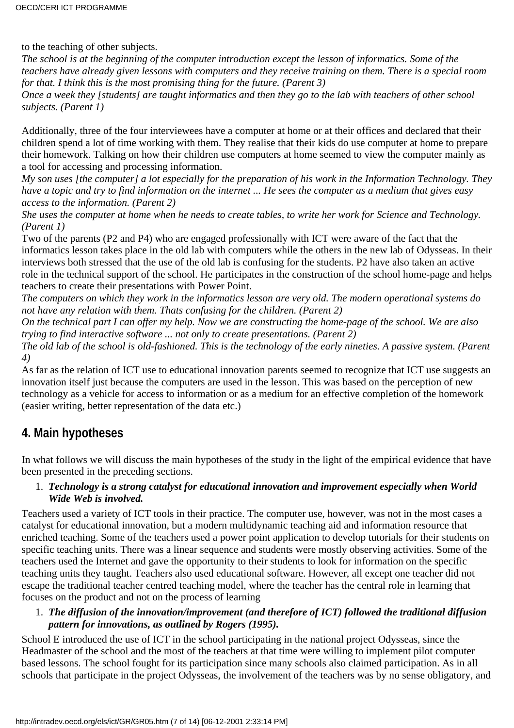to the teaching of other subjects.

*The school is at the beginning of the computer introduction except the lesson of informatics. Some of the teachers have already given lessons with computers and they receive training on them. There is a special room for that. I think this is the most promising thing for the future. (Parent 3)*

*Once a week they [students] are taught informatics and then they go to the lab with teachers of other school subjects. (Parent 1)*

Additionally, three of the four interviewees have a computer at home or at their offices and declared that their children spend a lot of time working with them. They realise that their kids do use computer at home to prepare their homework. Talking on how their children use computers at home seemed to view the computer mainly as a tool for accessing and processing information.

*My son uses [the computer] a lot especially for the preparation of his work in the Information Technology. They have a topic and try to find information on the internet ... He sees the computer as a medium that gives easy access to the information. (Parent 2)*

*She uses the computer at home when he needs to create tables, to write her work for Science and Technology. (Parent 1)*

Two of the parents (P2 and P4) who are engaged professionally with ICT were aware of the fact that the informatics lesson takes place in the old lab with computers while the others in the new lab of Odysseas. In their interviews both stressed that the use of the old lab is confusing for the students. P2 have also taken an active role in the technical support of the school. He participates in the construction of the school home-page and helps teachers to create their presentations with Power Point.

*The computers on which they work in the informatics lesson are very old. The modern operational systems do not have any relation with them. Thats confusing for the children. (Parent 2)*

*On the technical part I can offer my help. Now we are constructing the home-page of the school. We are also trying to find interactive software ... not only to create presentations. (Parent 2)*

*The old lab of the school is old-fashioned. This is the technology of the early nineties. A passive system. (Parent 4)*

As far as the relation of ICT use to educational innovation parents seemed to recognize that ICT use suggests an innovation itself just because the computers are used in the lesson. This was based on the perception of new technology as a vehicle for access to information or as a medium for an effective completion of the homework (easier writing, better representation of the data etc.)

## 4. Main hypotheses

In what follows we will discuss the main hypotheses of the study in the light of the empirical evidence that have been presented in the preceding sections.

1. ***Technology is a strong catalyst for educational innovation and improvement especially when World Wide Web is involved.***

Teachers used a variety of ICT tools in their practice. The computer use, however, was not in the most cases a catalyst for educational innovation, but a modern multidynamic teaching aid and information resource that enriched teaching. Some of the teachers used a power point application to develop tutorials for their students on specific teaching units. There was a linear sequence and students were mostly observing activities. Some of the teachers used the Internet and gave the opportunity to their students to look for information on the specific teaching units they taught. Teachers also used educational software. However, all except one teacher did not escape the traditional teacher centred teaching model, where the teacher has the central role in learning that focuses on the product and not on the process of learning

1. ***The diffusion of the innovation/improvement (and therefore of ICT) followed the traditional diffusion pattern for innovations, as outlined by Rogers (1995).***

School E introduced the use of ICT in the school participating in the national project Odysseas, since the Headmaster of the school and the most of the teachers at that time were willing to implement pilot computer based lessons. The school fought for its participation since many schools also claimed participation. As in all schools that participate in the project Odysseas, the involvement of the teachers was by no sense obligatory, and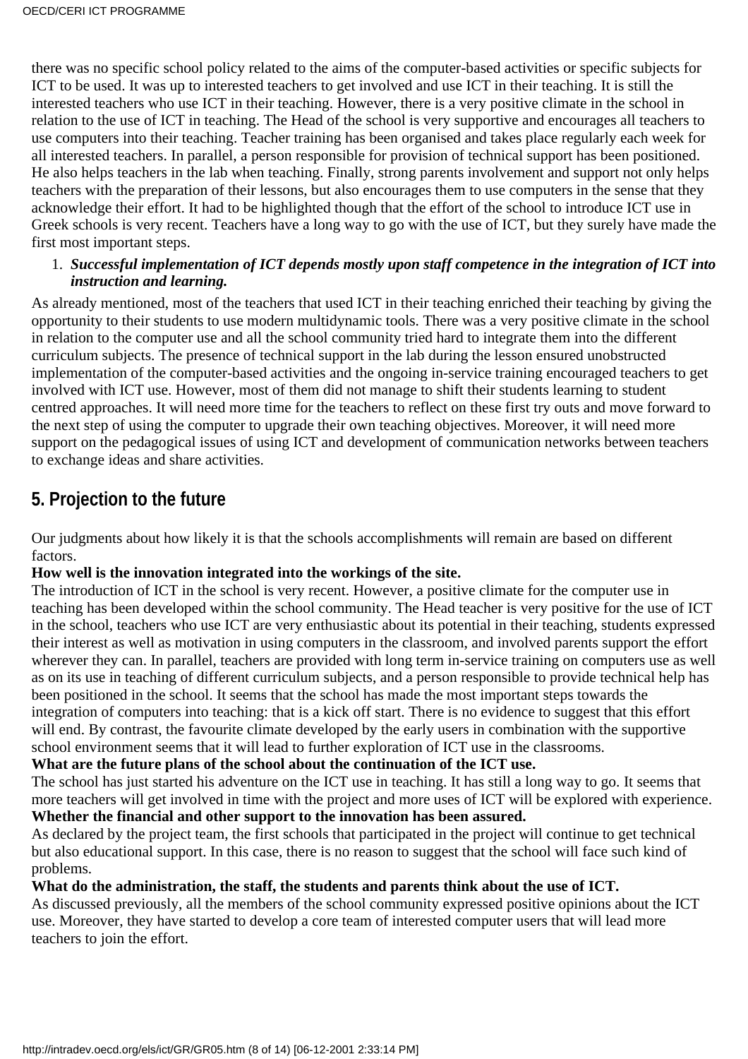there was no specific school policy related to the aims of the computer-based activities or specific subjects for ICT to be used. It was up to interested teachers to get involved and use ICT in their teaching. It is still the interested teachers who use ICT in their teaching. However, there is a very positive climate in the school in relation to the use of ICT in teaching. The Head of the school is very supportive and encourages all teachers to use computers into their teaching. Teacher training has been organised and takes place regularly each week for all interested teachers. In parallel, a person responsible for provision of technical support has been positioned. He also helps teachers in the lab when teaching. Finally, strong parents involvement and support not only helps teachers with the preparation of their lessons, but also encourages them to use computers in the sense that they acknowledge their effort. It had to be highlighted though that the effort of the school to introduce ICT use in Greek schools is very recent. Teachers have a long way to go with the use of ICT, but they surely have made the first most important steps.

1. ***Successful implementation of ICT depends mostly upon staff competence in the integration of ICT into instruction and learning.***

As already mentioned, most of the teachers that used ICT in their teaching enriched their teaching by giving the opportunity to their students to use modern multidynamic tools. There was a very positive climate in the school in relation to the computer use and all the school community tried hard to integrate them into the different curriculum subjects. The presence of technical support in the lab during the lesson ensured unobstructed implementation of the computer-based activities and the ongoing in-service training encouraged teachers to get involved with ICT use. However, most of them did not manage to shift their students learning to student centred approaches. It will need more time for the teachers to reflect on these first try outs and move forward to the next step of using the computer to upgrade their own teaching objectives. Moreover, it will need more support on the pedagogical issues of using ICT and development of communication networks between teachers to exchange ideas and share activities.

## 5. Projection to the future

Our judgments about how likely it is that the schools accomplishments will remain are based on different factors.

**How well is the innovation integrated into the workings of the site.**

The introduction of ICT in the school is very recent. However, a positive climate for the computer use in teaching has been developed within the school community. The Head teacher is very positive for the use of ICT in the school, teachers who use ICT are very enthusiastic about its potential in their teaching, students expressed their interest as well as motivation in using computers in the classroom, and involved parents support the effort wherever they can. In parallel, teachers are provided with long term in-service training on computers use as well as on its use in teaching of different curriculum subjects, and a person responsible to provide technical help has been positioned in the school. It seems that the school has made the most important steps towards the integration of computers into teaching: that is a kick off start. There is no evidence to suggest that this effort will end. By contrast, the favourite climate developed by the early users in combination with the supportive school environment seems that it will lead to further exploration of ICT use in the classrooms.

**What are the future plans of the school about the continuation of the ICT use.**

The school has just started his adventure on the ICT use in teaching. It has still a long way to go. It seems that more teachers will get involved in time with the project and more uses of ICT will be explored with experience.

**Whether the financial and other support to the innovation has been assured.**

As declared by the project team, the first schools that participated in the project will continue to get technical but also educational support. In this case, there is no reason to suggest that the school will face such kind of problems.

**What do the administration, the staff, the students and parents think about the use of ICT.**

As discussed previously, all the members of the school community expressed positive opinions about the ICT use. Moreover, they have started to develop a core team of interested computer users that will lead more teachers to join the effort.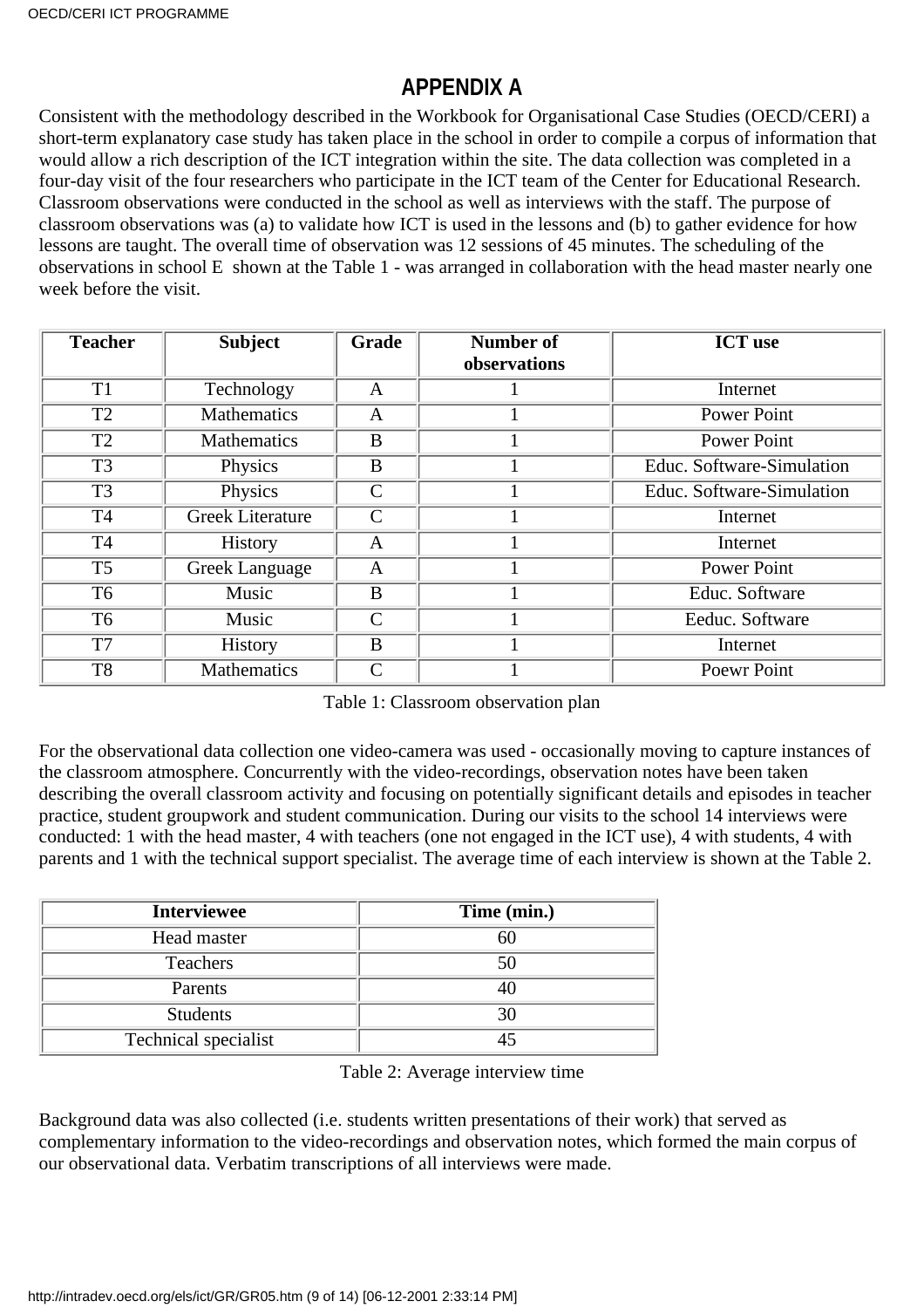## APPENDIX A

Consistent with the methodology described in the Workbook for Organisational Case Studies (OECD/CERI) a short-term explanatory case study has taken place in the school in order to compile a corpus of information that would allow a rich description of the ICT integration within the site. The data collection was completed in a four-day visit of the four researchers who participate in the ICT team of the Center for Educational Research. Classroom observations were conducted in the school as well as interviews with the staff. The purpose of classroom observations was (a) to validate how ICT is used in the lessons and (b) to gather evidence for how lessons are taught. The overall time of observation was 12 sessions of 45 minutes. The scheduling of the observations in school E shown at the Table 1 - was arranged in collaboration with the head master nearly one week before the visit.

| Teacher | Subject | Grade | Number of observations | ICT use |
|---|---|---|---|---|
| T1 | Technology | A | 1 | Internet |
| T2 | Mathematics | A | 1 | Power Point |
| T2 | Mathematics | B | 1 | Power Point |
| T3 | Physics | B | 1 | Educ. Software-Simulation |
| T3 | Physics | C | 1 | Educ. Software-Simulation |
| T4 | Greek Literature | C | 1 | Internet |
| T4 | History | A | 1 | Internet |
| T5 | Greek Language | A | 1 | Power Point |
| T6 | Music | B | 1 | Educ. Software |
| T6 | Music | C | 1 | Eeduc. Software |
| T7 | History | B | 1 | Internet |
| T8 | Mathematics | C | 1 | Poewr Point |

Table 1: Classroom observation plan

For the observational data collection one video-camera was used - occasionally moving to capture instances of the classroom atmosphere. Concurrently with the video-recordings, observation notes have been taken describing the overall classroom activity and focusing on potentially significant details and episodes in teacher practice, student groupwork and student communication. During our visits to the school 14 interviews were conducted: 1 with the head master, 4 with teachers (one not engaged in the ICT use), 4 with students, 4 with parents and 1 with the technical support specialist. The average time of each interview is shown at the Table 2.

| Interviewee | Time (min.) |
|---|---|
| Head master | 60 |
| Teachers | 50 |
| Parents | 40 |
| Students | 30 |
| Technical specialist | 45 |

Table 2: Average interview time

Background data was also collected (i.e. students written presentations of their work) that served as complementary information to the video-recordings and observation notes, which formed the main corpus of our observational data. Verbatim transcriptions of all interviews were made.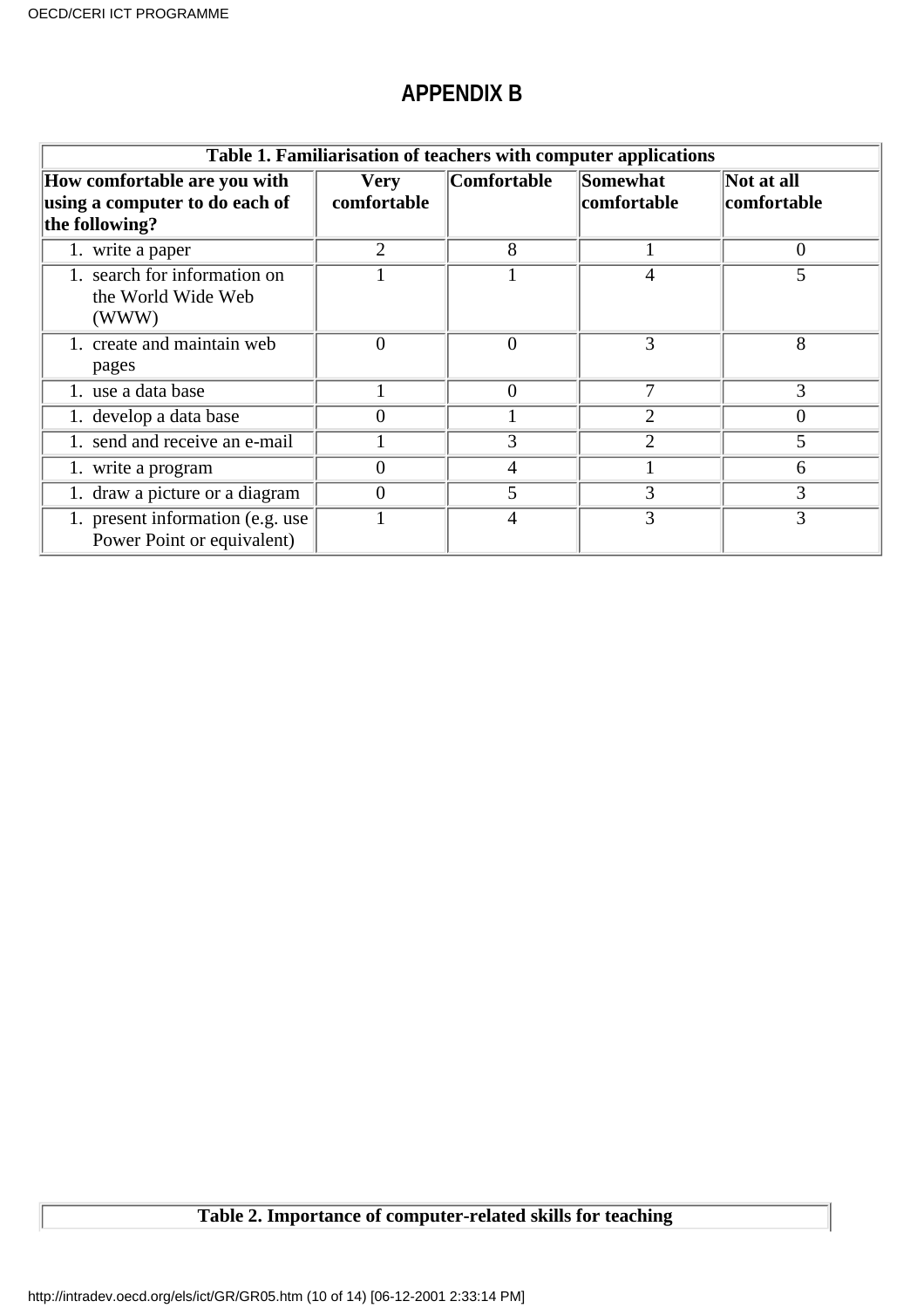# APPENDIX B

**Table 1. Familiarisation of teachers with computer applications**

| How comfortable are you with using a computer to do each of the following? | Very comfortable | Comfortable | Somewhat comfortable | Not at all comfortable |
|---|---|---|---|---|
| 1. write a paper | 2 | 8 | 1 | 0 |
| 1. search for information on the World Wide Web (WWW) | 1 | 1 | 4 | 5 |
| 1. create and maintain web pages | 0 | 0 | 3 | 8 |
| 1. use a data base | 1 | 0 | 7 | 3 |
| 1. develop a data base | 0 | 1 | 2 | 0 |
| 1. send and receive an e-mail | 1 | 3 | 2 | 5 |
| 1. write a program | 0 | 4 | 1 | 6 |
| 1. draw a picture or a diagram | 0 | 5 | 3 | 3 |
| 1. present information (e.g. use Power Point or equivalent) | 1 | 4 | 3 | 3 |

**Table 2. Importance of computer-related skills for teaching**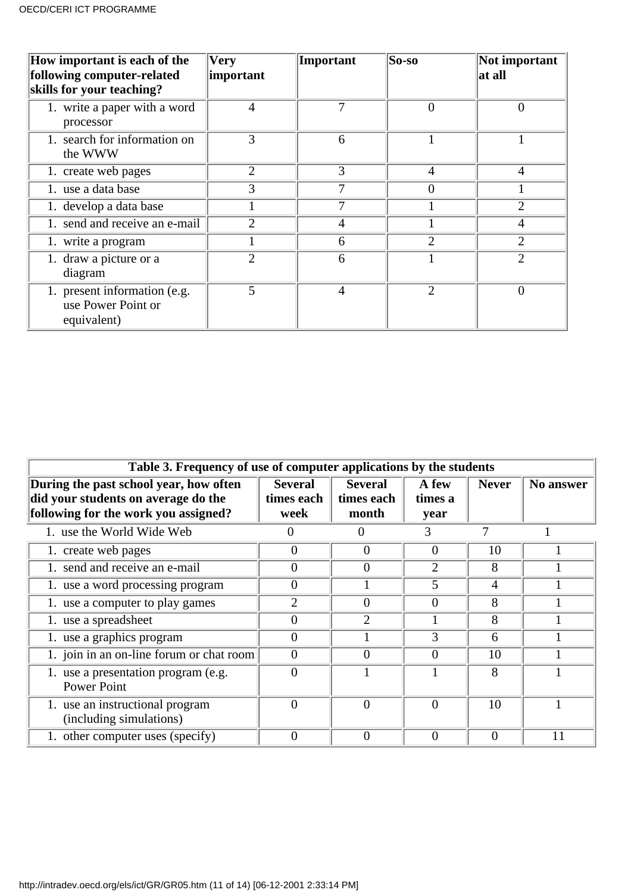| How important is each of the following computer-related skills for your teaching? | Very important | Important | So-so | Not important at all |
|---|---|---|---|---|
| 1. write a paper with a word processor | 4 | 7 | 0 | 0 |
| 1. search for information on the WWW | 3 | 6 | 1 | 1 |
| 1. create web pages | 2 | 3 | 4 | 4 |
| 1. use a data base | 3 | 7 | 0 | 1 |
| 1. develop a data base | 1 | 7 | 1 | 2 |
| 1. send and receive an e-mail | 2 | 4 | 1 | 4 |
| 1. write a program | 1 | 6 | 2 | 2 |
| 1. draw a picture or a diagram | 2 | 6 | 1 | 2 |
| 1. present information (e.g. use Power Point or equivalent) | 5 | 4 | 2 | 0 |

**Table 3. Frequency of use of computer applications by the students**

| During the past school year, how often did your students on average do the following for the work you assigned? | Several times each week | Several times each month | A few times a year | Never | No answer |
|---|---|---|---|---|---|
| 1. use the World Wide Web | 0 | 0 | 3 | 7 | 1 |
| 1. create web pages | 0 | 0 | 0 | 10 | 1 |
| 1. send and receive an e-mail | 0 | 0 | 2 | 8 | 1 |
| 1. use a word processing program | 0 | 1 | 5 | 4 | 1 |
| 1. use a computer to play games | 2 | 0 | 0 | 8 | 1 |
| 1. use a spreadsheet | 0 | 2 | 1 | 8 | 1 |
| 1. use a graphics program | 0 | 1 | 3 | 6 | 1 |
| 1. join in an on-line forum or chat room | 0 | 0 | 0 | 10 | 1 |
| 1. use a presentation program (e.g. Power Point | 0 | 1 | 1 | 8 | 1 |
| 1. use an instructional program (including simulations) | 0 | 0 | 0 | 10 | 1 |
| 1. other computer uses (specify) | 0 | 0 | 0 | 0 | 11 |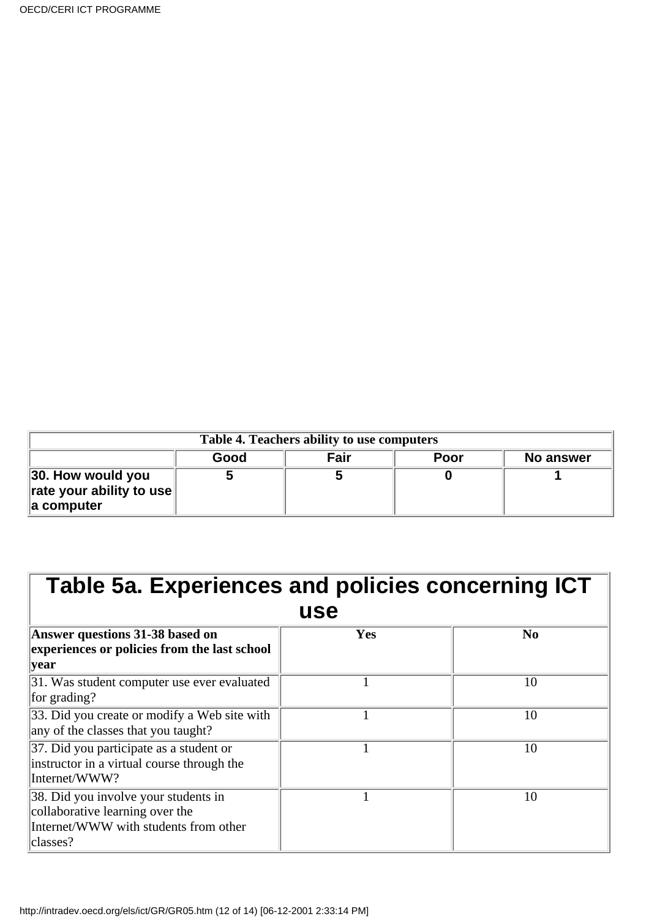| Table 4. Teachers ability to use computers | | | | |
|---|---|---|---|---|
| | **Good** | **Fair** | **Poor** | **No answer** |
| **30. How would you rate your ability to use a computer** | **5** | **5** | **0** | **1** |

| Table 5a. Experiences and policies concerning ICT use | | |
|---|---|---|
| **Answer questions 31-38 based on experiences or policies from the last school year** | **Yes** | **No** |
| 31. Was student computer use ever evaluated for grading? | 1 | 10 |
| 33. Did you create or modify a Web site with any of the classes that you taught? | 1 | 10 |
| 37. Did you participate as a student or instructor in a virtual course through the Internet/WWW? | 1 | 10 |
| 38. Did you involve your students in collaborative learning over the Internet/WWW with students from other classes? | 1 | 10 |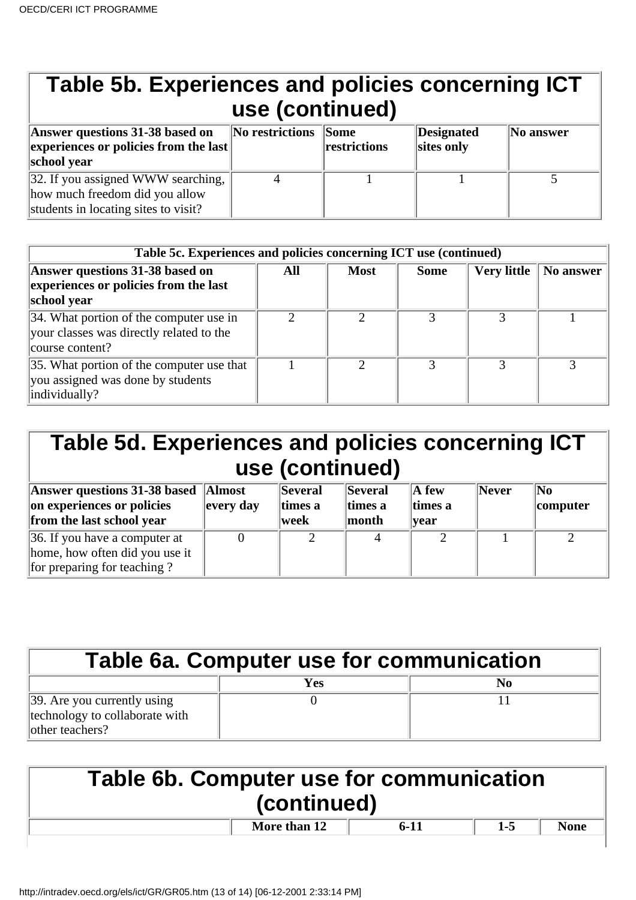## Table 5b. Experiences and policies concerning ICT use (continued)

| Answer questions 31-38 based on experiences or policies from the last school year | No restrictions | Some restrictions | Designated sites only | No answer |
|---|---|---|---|---|
| 32. If you assigned WWW searching, how much freedom did you allow students in locating sites to visit? | 4 | 1 | 1 | 5 |

**Table 5c. Experiences and policies concerning ICT use (continued)**

| Answer questions 31-38 based on experiences or policies from the last school year | All | Most | Some | Very little | No answer |
|---|---|---|---|---|---|
| 34. What portion of the computer use in your classes was directly related to the course content? | 2 | 2 | 3 | 3 | 1 |
| 35. What portion of the computer use that you assigned was done by students individually? | 1 | 2 | 3 | 3 | 3 |

## Table 5d. Experiences and policies concerning ICT use (continued)

| Answer questions 31-38 based on experiences or policies from the last school year | Almost every day | Several times a week | Several times a month | A few times a year | Never | No computer |
|---|---|---|---|---|---|---|
| 36. If you have a computer at home, how often did you use it for preparing for teaching ? | 0 | 2 | 4 | 2 | 1 | 2 |

## Table 6a. Computer use for communication

| | Yes | No |
|---|---|---|
| 39. Are you currently using technology to collaborate with other teachers? | 0 | 11 |

## Table 6b. Computer use for communication (continued)

| | More than 12 | 6-11 | 1-5 | None |
|---|---|---|---|---|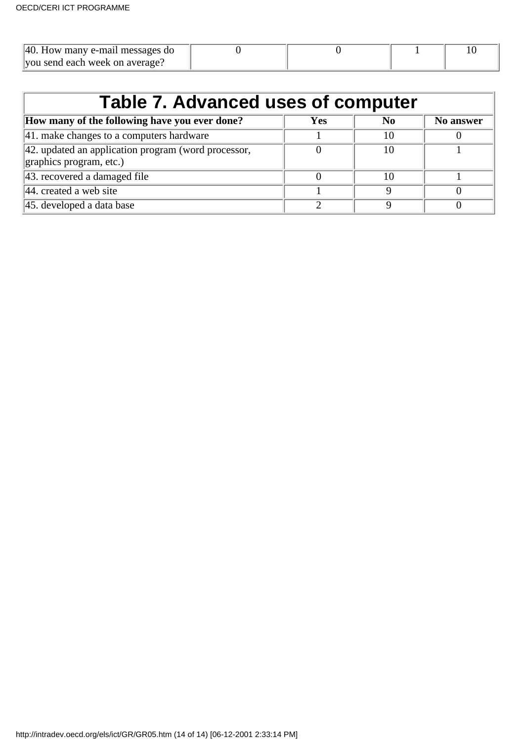| | | | | |
|---|---|---|---|---|
| 40. How many e-mail messages do you send each week on average? | 0 | 0 | 1 | 10 |

## Table 7. Advanced uses of computer

| How many of the following have you ever done? | Yes | No | No answer |
|---|---|---|---|
| 41. make changes to a computers hardware | 1 | 10 | 0 |
| 42. updated an application program (word processor, graphics program, etc.) | 0 | 10 | 1 |
| 43. recovered a damaged file | 0 | 10 | 1 |
| 44. created a web site | 1 | 9 | 0 |
| 45. developed a data base | 2 | 9 | 0 |